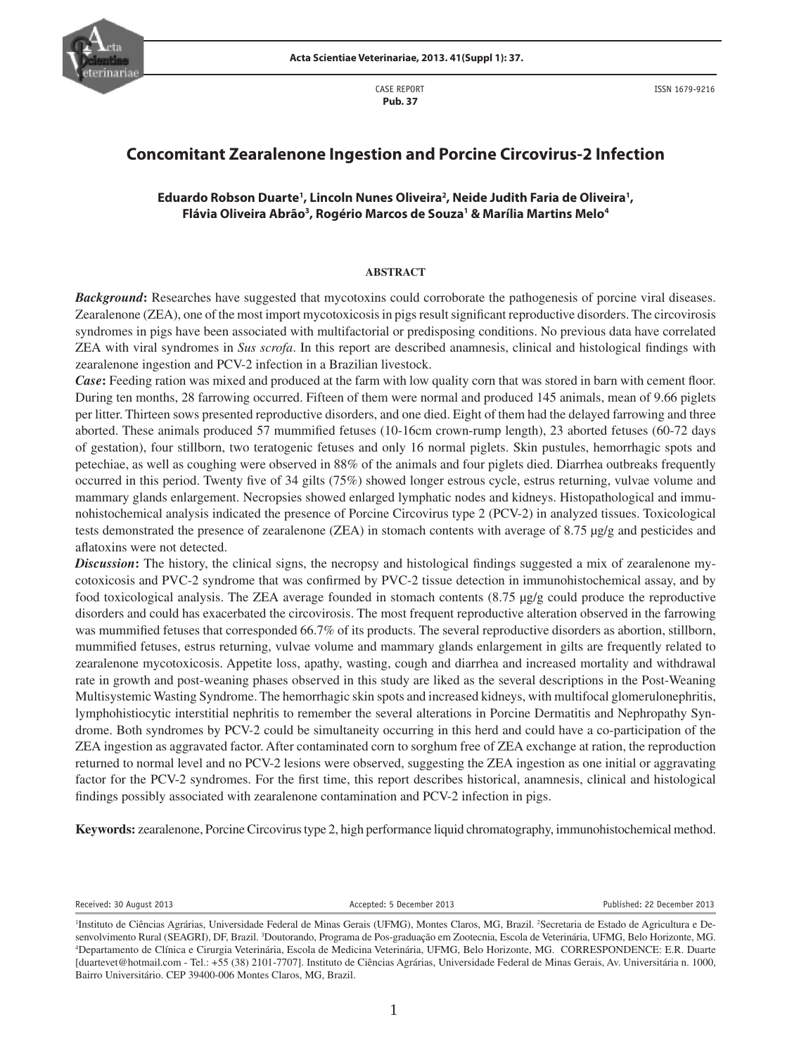CASE REPORT
**Pub. 37**

ISSN 1679-9216

# Concomitant Zearalenone Ingestion and Porcine Circovirus-2 Infection

**Eduardo Robson Duarte[1], Lincoln Nunes Oliveira[2], Neide Judith Faria de Oliveira[1], Flávia Oliveira Abrão[3], Rogério Marcos de Souza[1] & Marília Martins Melo[4]**

## ABSTRACT

***Background*:** Researches have suggested that mycotoxins could corroborate the pathogenesis of porcine viral diseases. Zearalenone (ZEA), one of the most import mycotoxicosis in pigs result significant reproductive disorders. The circovirosis syndromes in pigs have been associated with multifactorial or predisposing conditions. No previous data have correlated ZEA with viral syndromes in *Sus scrofa*. In this report are described anamnesis, clinical and histological findings with zearalenone ingestion and PCV-2 infection in a Brazilian livestock.

***Case*:** Feeding ration was mixed and produced at the farm with low quality corn that was stored in barn with cement floor. During ten months, 28 farrowing occurred. Fifteen of them were normal and produced 145 animals, mean of 9.66 piglets per litter. Thirteen sows presented reproductive disorders, and one died. Eight of them had the delayed farrowing and three aborted. These animals produced 57 mummified fetuses (10-16cm crown-rump length), 23 aborted fetuses (60-72 days of gestation), four stillborn, two teratogenic fetuses and only 16 normal piglets. Skin pustules, hemorrhagic spots and petechiae, as well as coughing were observed in 88% of the animals and four piglets died. Diarrhea outbreaks frequently occurred in this period. Twenty five of 34 gilts (75%) showed longer estrous cycle, estrus returning, vulvae volume and mammary glands enlargement. Necropsies showed enlarged lymphatic nodes and kidneys. Histopathological and immunohistochemical analysis indicated the presence of Porcine Circovirus type 2 (PCV-2) in analyzed tissues. Toxicological tests demonstrated the presence of zearalenone (ZEA) in stomach contents with average of 8.75 µg/g and pesticides and aflatoxins were not detected.

***Discussion*:** The history, the clinical signs, the necropsy and histological findings suggested a mix of zearalenone mycotoxicosis and PVC-2 syndrome that was confirmed by PVC-2 tissue detection in immunohistochemical assay, and by food toxicological analysis. The ZEA average founded in stomach contents (8.75 µg/g could produce the reproductive disorders and could has exacerbated the circovirosis. The most frequent reproductive alteration observed in the farrowing was mummified fetuses that corresponded 66.7% of its products. The several reproductive disorders as abortion, stillborn, mummified fetuses, estrus returning, vulvae volume and mammary glands enlargement in gilts are frequently related to zearalenone mycotoxicosis. Appetite loss, apathy, wasting, cough and diarrhea and increased mortality and withdrawal rate in growth and post-weaning phases observed in this study are liked as the several descriptions in the Post-Weaning Multisystemic Wasting Syndrome. The hemorrhagic skin spots and increased kidneys, with multifocal glomerulonephritis, lymphohistiocytic interstitial nephritis to remember the several alterations in Porcine Dermatitis and Nephropathy Syndrome. Both syndromes by PCV-2 could be simultaneity occurring in this herd and could have a co-participation of the ZEA ingestion as aggravated factor. After contaminated corn to sorghum free of ZEA exchange at ration, the reproduction returned to normal level and no PCV-2 lesions were observed, suggesting the ZEA ingestion as one initial or aggravating factor for the PCV-2 syndromes. For the first time, this report describes historical, anamnesis, clinical and histological findings possibly associated with zearalenone contamination and PCV-2 infection in pigs.

**Keywords:** zearalenone, Porcine Circovirus type 2, high performance liquid chromatography, immunohistochemical method.

Received: 30 August 2013 Accepted: 5 December 2013 Published: 22 December 2013

[1]Instituto de Ciências Agrárias, Universidade Federal de Minas Gerais (UFMG), Montes Claros, MG, Brazil. [2]Secretaria de Estado de Agricultura e Desenvolvimento Rural (SEAGRI), DF, Brazil. [3]Doutorando, Programa de Pos-graduação em Zootecnia, Escola de Veterinária, UFMG, Belo Horizonte, MG. [4]Departamento de Clínica e Cirurgia Veterinária, Escola de Medicina Veterinária, UFMG, Belo Horizonte, MG. CORRESPONDENCE: E.R. Duarte [duartevet@hotmail.com - Tel.: +55 (38) 2101-7707]. Instituto de Ciências Agrárias, Universidade Federal de Minas Gerais, Av. Universitária n. 1000, Bairro Universitário. CEP 39400-006 Montes Claros, MG, Brazil.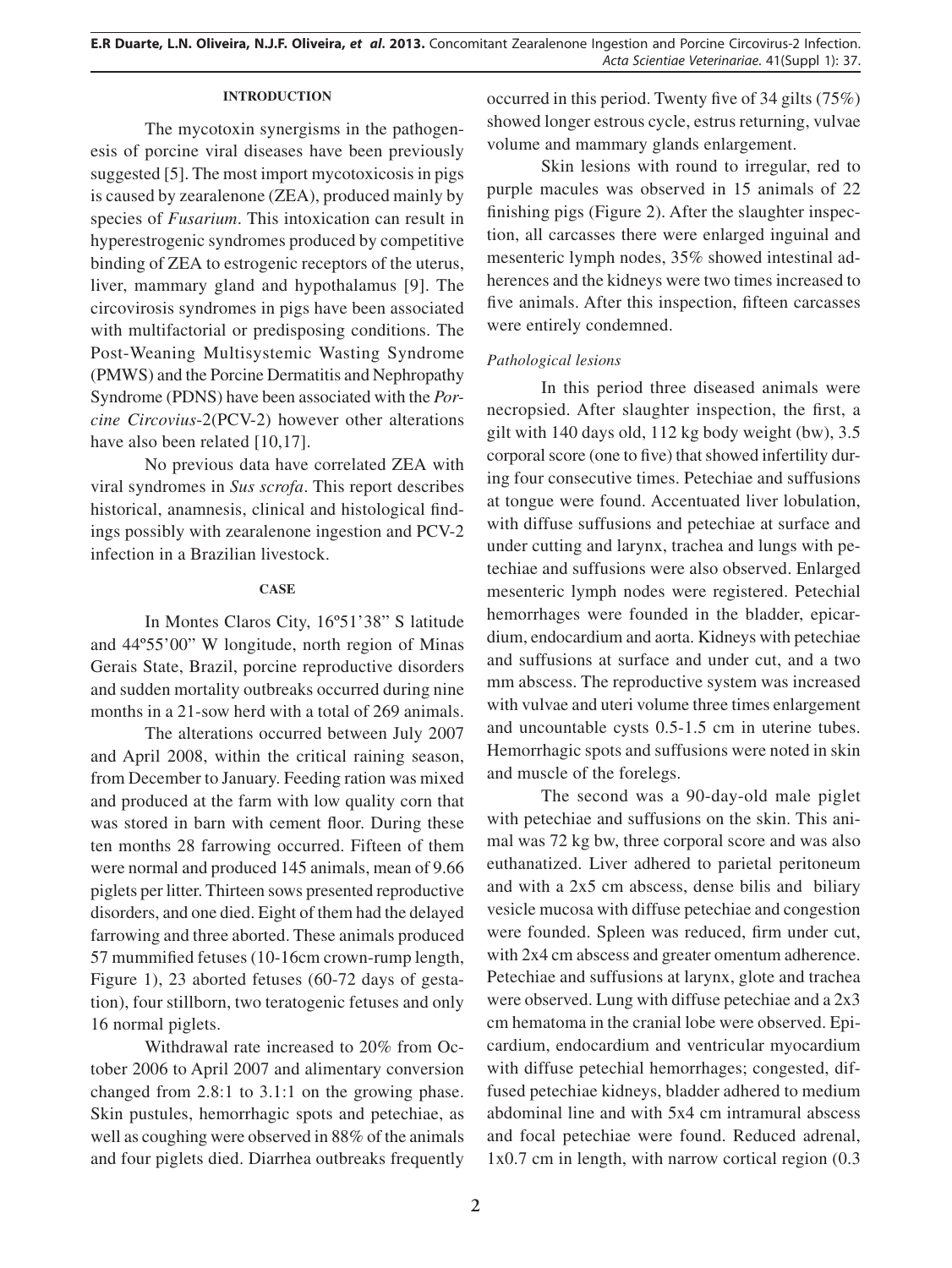## INTRODUCTION

The mycotoxin synergisms in the pathogenesis of porcine viral diseases have been previously suggested [5]. The most import mycotoxicosis in pigs is caused by zearalenone (ZEA), produced mainly by species of *Fusarium*. This intoxication can result in hyperestrogenic syndromes produced by competitive binding of ZEA to estrogenic receptors of the uterus, liver, mammary gland and hypothalamus [9]. The circovirosis syndromes in pigs have been associated with multifactorial or predisposing conditions. The Post-Weaning Multisystemic Wasting Syndrome (PMWS) and the Porcine Dermatitis and Nephropathy Syndrome (PDNS) have been associated with the *Porcine Circovius*-2(PCV-2) however other alterations have also been related [10,17].

No previous data have correlated ZEA with viral syndromes in *Sus scrofa*. This report describes historical, anamnesis, clinical and histological findings possibly with zearalenone ingestion and PCV-2 infection in a Brazilian livestock.

## CASE

In Montes Claros City, 16º51'38" S latitude and 44º55'00" W longitude, north region of Minas Gerais State, Brazil, porcine reproductive disorders and sudden mortality outbreaks occurred during nine months in a 21-sow herd with a total of 269 animals.

The alterations occurred between July 2007 and April 2008, within the critical raining season, from December to January. Feeding ration was mixed and produced at the farm with low quality corn that was stored in barn with cement floor. During these ten months 28 farrowing occurred. Fifteen of them were normal and produced 145 animals, mean of 9.66 piglets per litter. Thirteen sows presented reproductive disorders, and one died. Eight of them had the delayed farrowing and three aborted. These animals produced 57 mummified fetuses (10-16cm crown-rump length, Figure 1), 23 aborted fetuses (60-72 days of gestation), four stillborn, two teratogenic fetuses and only 16 normal piglets.

Withdrawal rate increased to 20% from October 2006 to April 2007 and alimentary conversion changed from 2.8:1 to 3.1:1 on the growing phase. Skin pustules, hemorrhagic spots and petechiae, as well as coughing were observed in 88% of the animals and four piglets died. Diarrhea outbreaks frequently occurred in this period. Twenty five of 34 gilts (75%) showed longer estrous cycle, estrus returning, vulvae volume and mammary glands enlargement.

Skin lesions with round to irregular, red to purple macules was observed in 15 animals of 22 finishing pigs (Figure 2). After the slaughter inspection, all carcasses there were enlarged inguinal and mesenteric lymph nodes, 35% showed intestinal adherences and the kidneys were two times increased to five animals. After this inspection, fifteen carcasses were entirely condemned.

### *Pathological lesions*

In this period three diseased animals were necropsied. After slaughter inspection, the first, a gilt with 140 days old, 112 kg body weight (bw), 3.5 corporal score (one to five) that showed infertility during four consecutive times. Petechiae and suffusions at tongue were found. Accentuated liver lobulation, with diffuse suffusions and petechiae at surface and under cutting and larynx, trachea and lungs with petechiae and suffusions were also observed. Enlarged mesenteric lymph nodes were registered. Petechial hemorrhages were founded in the bladder, epicardium, endocardium and aorta. Kidneys with petechiae and suffusions at surface and under cut, and a two mm abscess. The reproductive system was increased with vulvae and uteri volume three times enlargement and uncountable cysts 0.5-1.5 cm in uterine tubes. Hemorrhagic spots and suffusions were noted in skin and muscle of the forelegs.

The second was a 90-day-old male piglet with petechiae and suffusions on the skin. This animal was 72 kg bw, three corporal score and was also euthanatized. Liver adhered to parietal peritoneum and with a 2x5 cm abscess, dense bilis and biliary vesicle mucosa with diffuse petechiae and congestion were founded. Spleen was reduced, firm under cut, with 2x4 cm abscess and greater omentum adherence. Petechiae and suffusions at larynx, glote and trachea were observed. Lung with diffuse petechiae and a 2x3 cm hematoma in the cranial lobe were observed. Epicardium, endocardium and ventricular myocardium with diffuse petechial hemorrhages; congested, diffused petechiae kidneys, bladder adhered to medium abdominal line and with 5x4 cm intramural abscess and focal petechiae were found. Reduced adrenal, 1x0.7 cm in length, with narrow cortical region (0.3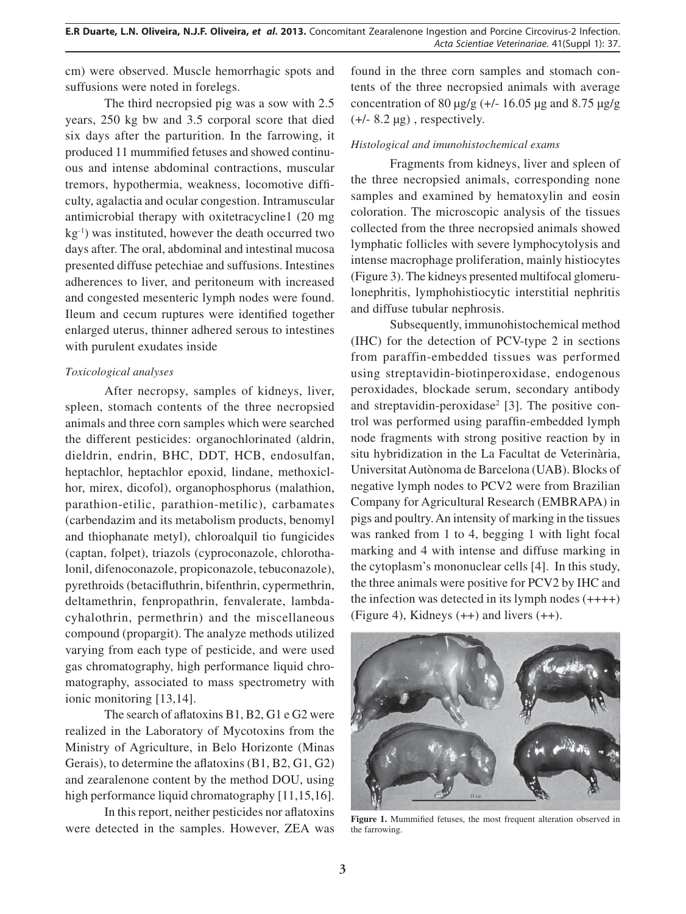cm) were observed. Muscle hemorrhagic spots and suffusions were noted in forelegs.

The third necropsied pig was a sow with 2.5 years, 250 kg bw and 3.5 corporal score that died six days after the parturition. In the farrowing, it produced 11 mummified fetuses and showed continuous and intense abdominal contractions, muscular tremors, hypothermia, weakness, locomotive difficulty, agalactia and ocular congestion. Intramuscular antimicrobial therapy with oxitetracycline1 (20 mg $kg^{-1}$) was instituted, however the death occurred two days after. The oral, abdominal and intestinal mucosa presented diffuse petechiae and suffusions. Intestines adherences to liver, and peritoneum with increased and congested mesenteric lymph nodes were found. Ileum and cecum ruptures were identified together enlarged uterus, thinner adhered serous to intestines with purulent exudates inside

*Toxicological analyses*

After necropsy, samples of kidneys, liver, spleen, stomach contents of the three necropsied animals and three corn samples which were searched the different pesticides: organochlorinated (aldrin, dieldrin, endrin, BHC, DDT, HCB, endosulfan, heptachlor, heptachlor epoxid, lindane, methoxiclhor, mirex, dicofol), organophosphorus (malathion, parathion-etilic, parathion-metilic), carbamates (carbendazim and its metabolism products, benomyl and thiophanate metyl), chloroalquil tio fungicides (captan, folpet), triazols (cyproconazole, chlorothalonil, difenoconazole, propiconazole, tebuconazole), pyrethroids (betacifluthrin, bifenthrin, cypermethrin, deltamethrin, fenpropathrin, fenvalerate, lambdacyhalothrin, permethrin) and the miscellaneous compound (propargit). The analyze methods utilized varying from each type of pesticide, and were used gas chromatography, high performance liquid chromatography, associated to mass spectrometry with ionic monitoring [13,14].

The search of aflatoxins B1, B2, G1 e G2 were realized in the Laboratory of Mycotoxins from the Ministry of Agriculture, in Belo Horizonte (Minas Gerais), to determine the aflatoxins (B1, B2, G1, G2) and zearalenone content by the method DOU, using high performance liquid chromatography [11,15,16].

In this report, neither pesticides nor aflatoxins were detected in the samples. However, ZEA was found in the three corn samples and stomach contents of the three necropsied animals with average concentration of 80 µg/g (+/- 16.05 µg and 8.75 µg/g (+/- 8.2 µg) , respectively.

*Histological and imunohistochemical exams*

Fragments from kidneys, liver and spleen of the three necropsied animals, corresponding none samples and examined by hematoxylin and eosin coloration. The microscopic analysis of the tissues collected from the three necropsied animals showed lymphatic follicles with severe lymphocytolysis and intense macrophage proliferation, mainly histiocytes (Figure 3). The kidneys presented multifocal glomerulonephritis, lymphohistiocytic interstitial nephritis and diffuse tubular nephrosis.

Subsequently, immunohistochemical method (IHC) for the detection of PCV-type 2 in sections from paraffin-embedded tissues was performed using streptavidin-biotinperoxidase, endogenous peroxidades, blockade serum, secondary antibody and streptavidin-peroxidase[2] [3]. The positive control was performed using paraffin-embedded lymph node fragments with strong positive reaction by in situ hybridization in the La Facultat de Veterinària, Universitat Autònoma de Barcelona (UAB). Blocks of negative lymph nodes to PCV2 were from Brazilian Company for Agricultural Research (EMBRAPA) in pigs and poultry. An intensity of marking in the tissues was ranked from 1 to 4, begging 1 with light focal marking and 4 with intense and diffuse marking in the cytoplasm's mononuclear cells [4]. In this study, the three animals were positive for PCV2 by IHC and the infection was detected in its lymph nodes (++++) (Figure 4), Kidneys (++) and livers (++).

**Figure 1.** Mummified fetuses, the most frequent alteration observed in the farrowing.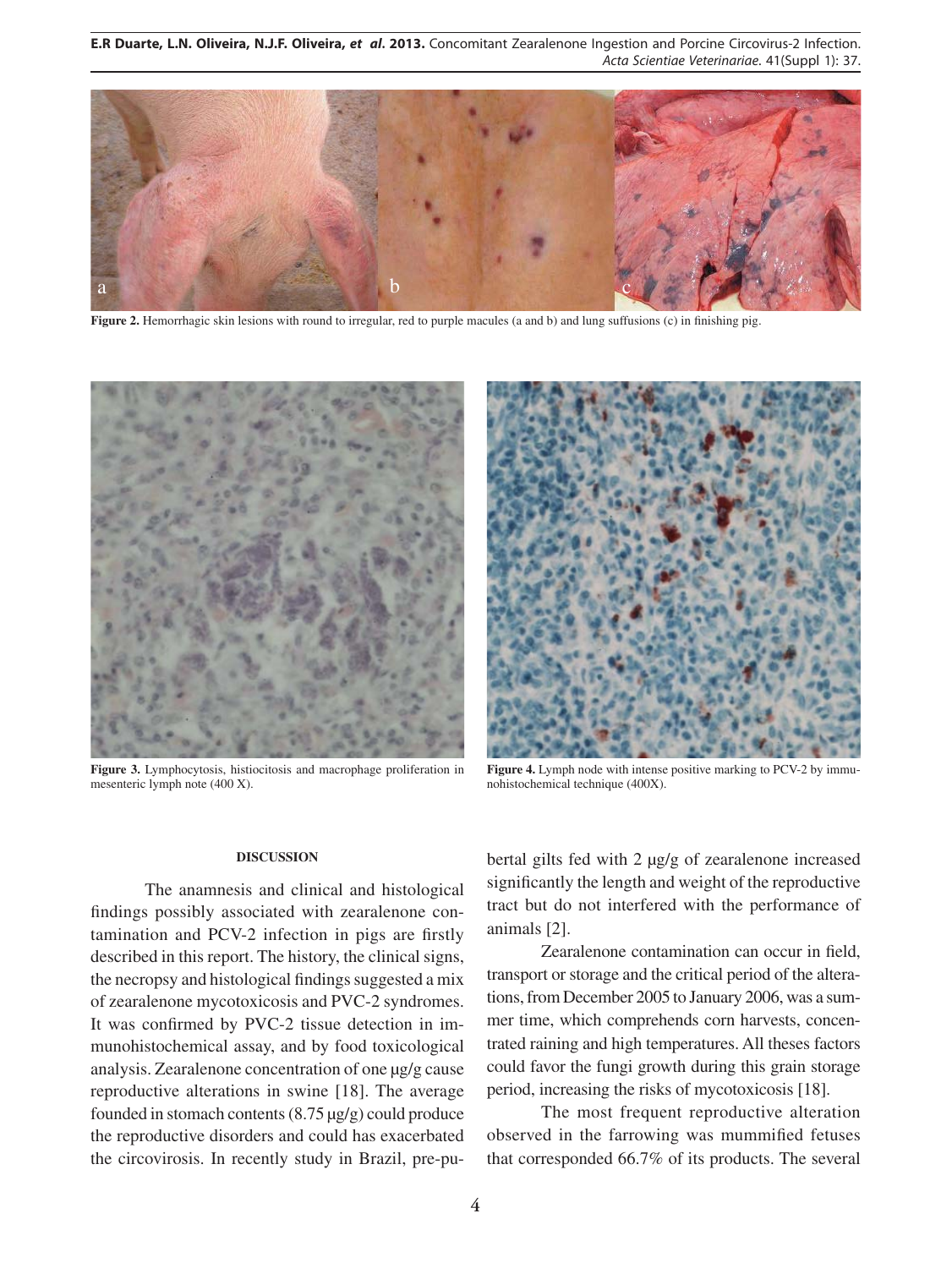Figure 2. Hemorrhagic skin lesions with round to irregular, red to purple macules (a and b) and lung suffusions (c) in finishing pig.

Figure 3. Lymphocytosis, histiocitosis and macrophage proliferation in mesenteric lymph note (400 X).

Figure 4. Lymph node with intense positive marking to PCV-2 by immunohistochemical technique (400X).

## DISCUSSION

The anamnesis and clinical and histological findings possibly associated with zearalenone contamination and PCV-2 infection in pigs are firstly described in this report. The history, the clinical signs, the necropsy and histological findings suggested a mix of zearalenone mycotoxicosis and PVC-2 syndromes. It was confirmed by PVC-2 tissue detection in immunohistochemical assay, and by food toxicological analysis. Zearalenone concentration of one μg/g cause reproductive alterations in swine [18]. The average founded in stomach contents (8.75 μg/g) could produce the reproductive disorders and could has exacerbated the circovirosis. In recently study in Brazil, pre-pubertal gilts fed with 2 μg/g of zearalenone increased significantly the length and weight of the reproductive tract but do not interfered with the performance of animals [2].

Zearalenone contamination can occur in field, transport or storage and the critical period of the alterations, from December 2005 to January 2006, was a summer time, which comprehends corn harvests, concentrated raining and high temperatures. All theses factors could favor the fungi growth during this grain storage period, increasing the risks of mycotoxicosis [18].

The most frequent reproductive alteration observed in the farrowing was mummified fetuses that corresponded 66.7% of its products. The several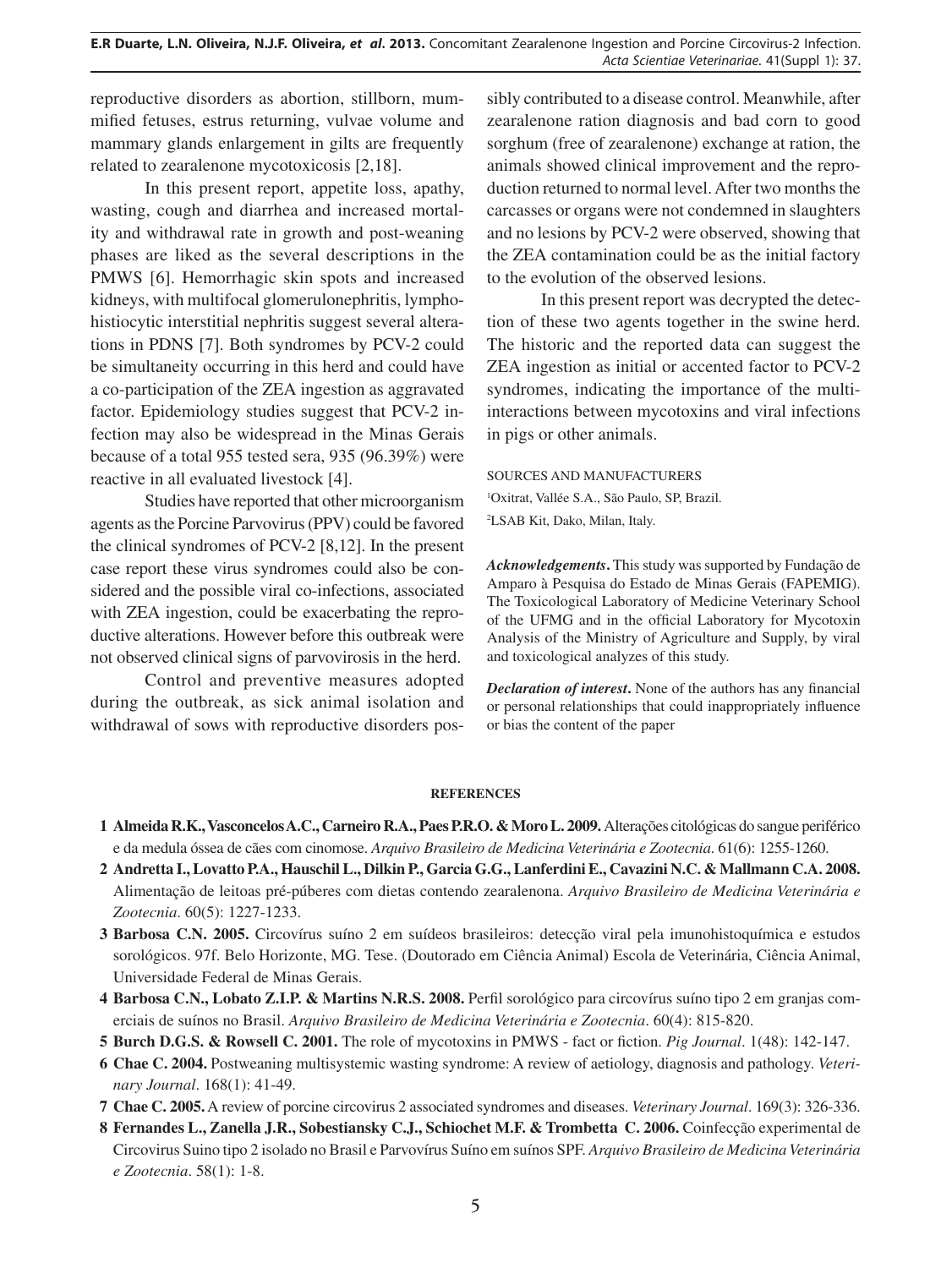reproductive disorders as abortion, stillborn, mummified fetuses, estrus returning, vulvae volume and mammary glands enlargement in gilts are frequently related to zearalenone mycotoxicosis [2,18].

In this present report, appetite loss, apathy, wasting, cough and diarrhea and increased mortality and withdrawal rate in growth and post-weaning phases are liked as the several descriptions in the PMWS [6]. Hemorrhagic skin spots and increased kidneys, with multifocal glomerulonephritis, lymphohistiocytic interstitial nephritis suggest several alterations in PDNS [7]. Both syndromes by PCV-2 could be simultaneity occurring in this herd and could have a co-participation of the ZEA ingestion as aggravated factor. Epidemiology studies suggest that PCV-2 infection may also be widespread in the Minas Gerais because of a total 955 tested sera, 935 (96.39%) were reactive in all evaluated livestock [4].

Studies have reported that other microorganism agents as the Porcine Parvovirus (PPV) could be favored the clinical syndromes of PCV-2 [8,12]. In the present case report these virus syndromes could also be considered and the possible viral co-infections, associated with ZEA ingestion, could be exacerbating the reproductive alterations. However before this outbreak were not observed clinical signs of parvovirosis in the herd.

Control and preventive measures adopted during the outbreak, as sick animal isolation and withdrawal of sows with reproductive disorders possibly contributed to a disease control. Meanwhile, after zearalenone ration diagnosis and bad corn to good sorghum (free of zearalenone) exchange at ration, the animals showed clinical improvement and the reproduction returned to normal level. After two months the carcasses or organs were not condemned in slaughters and no lesions by PCV-2 were observed, showing that the ZEA contamination could be as the initial factory to the evolution of the observed lesions.

In this present report was decrypted the detection of these two agents together in the swine herd. The historic and the reported data can suggest the ZEA ingestion as initial or accented factor to PCV-2 syndromes, indicating the importance of the multi-interactions between mycotoxins and viral infections in pigs or other animals.

SOURCES AND MANUFACTURERS

[1]Oxitrat, Vallée S.A., São Paulo, SP, Brazil.

[2]LSAB Kit, Dako, Milan, Italy.

***Acknowledgements*.** This study was supported by Fundação de Amparo à Pesquisa do Estado de Minas Gerais (FAPEMIG). The Toxicological Laboratory of Medicine Veterinary School of the UFMG and in the official Laboratory for Mycotoxin Analysis of the Ministry of Agriculture and Supply, by viral and toxicological analyzes of this study.

***Declaration of interest*.** None of the authors has any financial or personal relationships that could inappropriately influence or bias the content of the paper

## REFERENCES

**1 Almeida R.K., Vasconcelos A.C., Carneiro R.A., Paes P.R.O. & Moro L. 2009.** Alterações citológicas do sangue periférico e da medula óssea de cães com cinomose. *Arquivo Brasileiro de Medicina Veterinária e Zootecnia*. 61(6): 1255-1260.

**2 Andretta I., Lovatto P.A., Hauschil L., Dilkin P., Garcia G.G., Lanferdini E., Cavazini N.C. & Mallmann C.A. 2008.** Alimentação de leitoas pré-púberes com dietas contendo zearalenona. *Arquivo Brasileiro de Medicina Veterinária e Zootecnia*. 60(5): 1227-1233.

**3 Barbosa C.N. 2005.** Circovírus suíno 2 em suídeos brasileiros: detecção viral pela imunohistoquímica e estudos sorológicos. 97f. Belo Horizonte, MG. Tese. (Doutorado em Ciência Animal) Escola de Veterinária, Ciência Animal, Universidade Federal de Minas Gerais.

**4 Barbosa C.N., Lobato Z.I.P. & Martins N.R.S. 2008.** Perfil sorológico para circovírus suíno tipo 2 em granjas comerciais de suínos no Brasil. *Arquivo Brasileiro de Medicina Veterinária e Zootecnia*. 60(4): 815-820.

**5 Burch D.G.S. & Rowsell C. 2001.** The role of mycotoxins in PMWS - fact or fiction. *Pig Journal*. 1(48): 142-147.

**6 Chae C. 2004.** Postweaning multisystemic wasting syndrome: A review of aetiology, diagnosis and pathology. *Veterinary Journal*. 168(1): 41-49.

**7 Chae C. 2005.** A review of porcine circovirus 2 associated syndromes and diseases. *Veterinary Journal*. 169(3): 326-336.

**8 Fernandes L., Zanella J.R., Sobestiansky C.J., Schiochet M.F. & Trombetta C. 2006.** Coinfecção experimental de Circovirus Suino tipo 2 isolado no Brasil e Parvovírus Suíno em suínos SPF. *Arquivo Brasileiro de Medicina Veterinária e Zootecnia*. 58(1): 1-8.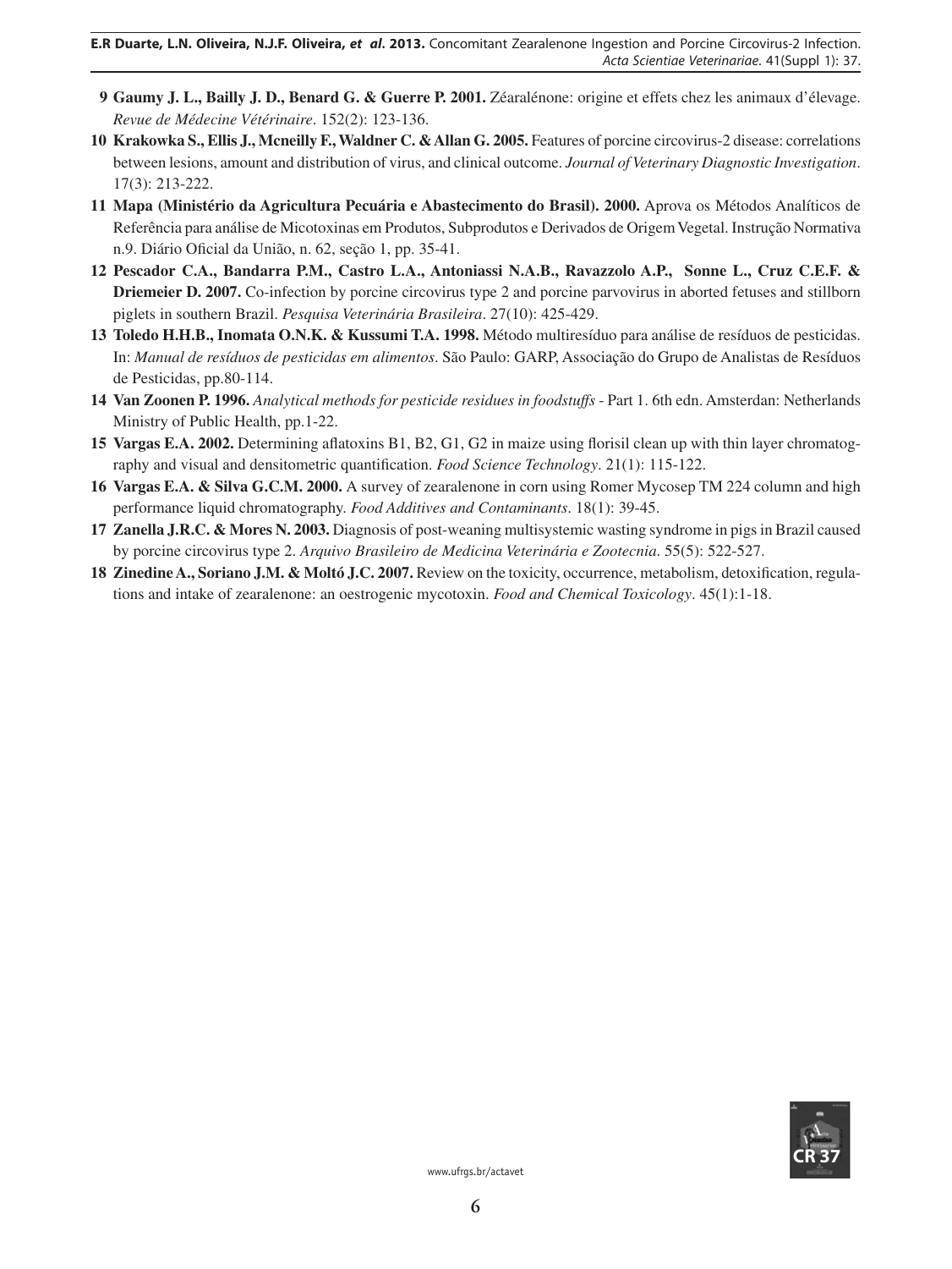9 **Gaumy J. L., Bailly J. D., Benard G. & Guerre P. 2001.** Zéaralénone: origine et effets chez les animaux d'élevage. *Revue de Médecine Vétérinaire*. 152(2): 123-136.

10 **Krakowka S., Ellis J., Mcneilly F., Waldner C. & Allan G. 2005.** Features of porcine circovirus-2 disease: correlations between lesions, amount and distribution of virus, and clinical outcome. *Journal of Veterinary Diagnostic Investigation*. 17(3): 213-222.

11 **Mapa (Ministério da Agricultura Pecuária e Abastecimento do Brasil). 2000.** Aprova os Métodos Analíticos de Referência para análise de Micotoxinas em Produtos, Subprodutos e Derivados de Origem Vegetal. Instrução Normativa n.9. Diário Oficial da União, n. 62, seção 1, pp. 35-41.

12 **Pescador C.A., Bandarra P.M., Castro L.A., Antoniassi N.A.B., Ravazzolo A.P., Sonne L., Cruz C.E.F. & Driemeier D. 2007.** Co-infection by porcine circovirus type 2 and porcine parvovirus in aborted fetuses and stillborn piglets in southern Brazil. *Pesquisa Veterinária Brasileira*. 27(10): 425-429.

13 **Toledo H.H.B., Inomata O.N.K. & Kussumi T.A. 1998.** Método multiresíduo para análise de resíduos de pesticidas. In: *Manual de resíduos de pesticidas em alimentos*. São Paulo: GARP, Associação do Grupo de Analistas de Resíduos de Pesticidas, pp.80-114.

14 **Van Zoonen P. 1996.** *Analytical methods for pesticide residues in foodstuffs* - Part 1. 6th edn. Amsterdan: Netherlands Ministry of Public Health, pp.1-22.

15 **Vargas E.A. 2002.** Determining aflatoxins B1, B2, G1, G2 in maize using florisil clean up with thin layer chromatography and visual and densitometric quantification. *Food Science Technology*. 21(1): 115-122.

16 **Vargas E.A. & Silva G.C.M. 2000.** A survey of zearalenone in corn using Romer Mycosep TM 224 column and high performance liquid chromatography. *Food Additives and Contaminants*. 18(1): 39-45.

17 **Zanella J.R.C. & Mores N. 2003.** Diagnosis of post-weaning multisystemic wasting syndrome in pigs in Brazil caused by porcine circovirus type 2. *Arquivo Brasileiro de Medicina Veterinária e Zootecnia*. 55(5): 522-527.

18 **Zinedine A., Soriano J.M. & Moltó J.C. 2007.** Review on the toxicity, occurrence, metabolism, detoxification, regulations and intake of zearalenone: an oestrogenic mycotoxin. *Food and Chemical Toxicology*. 45(1):1-18.